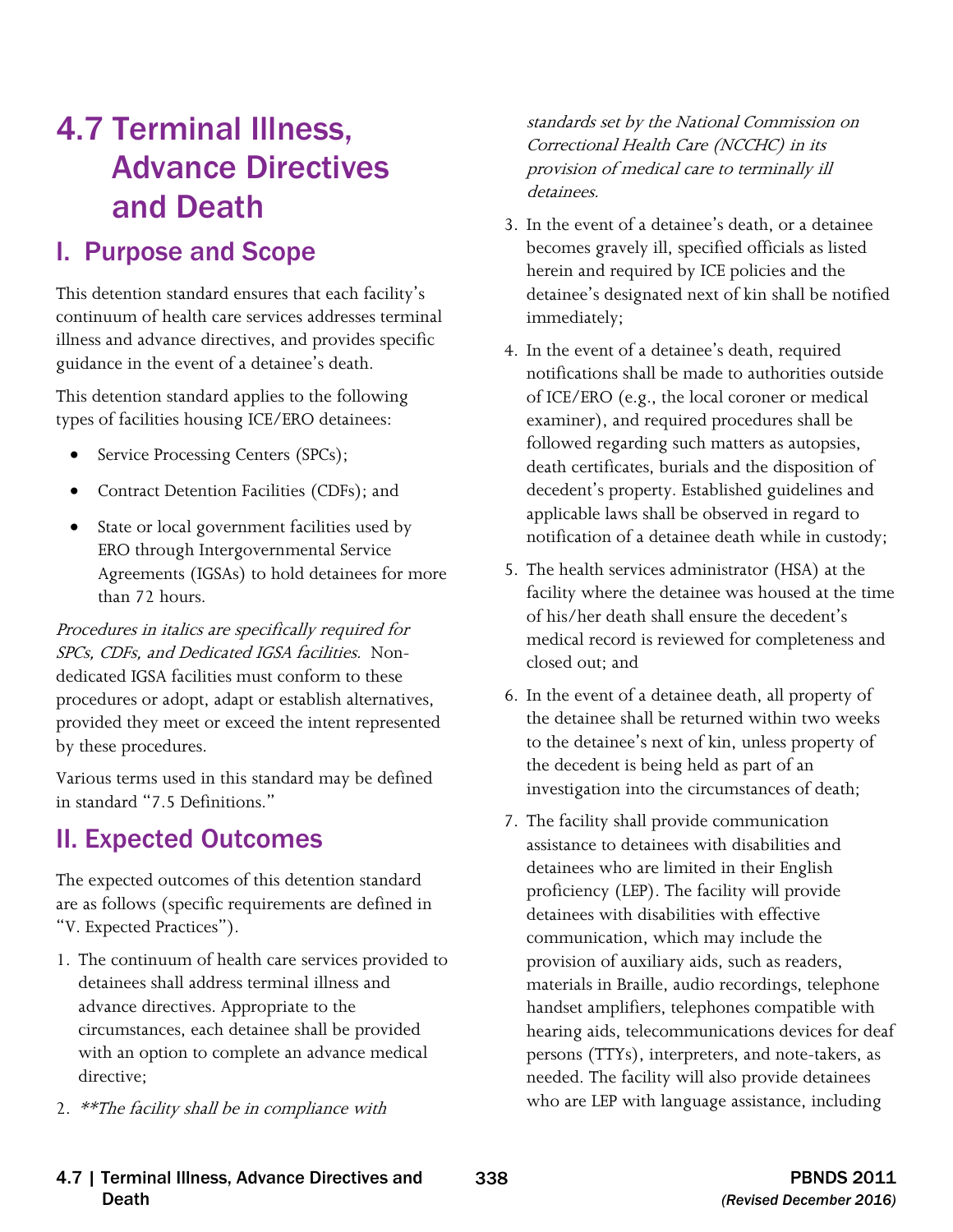# 4.7 Terminal Illness, Advance Directives and Death

## I. Purpose and Scope

This detention standard ensures that each facility's continuum of health care services addresses terminal illness and advance directives, and provides specific guidance in the event of a detainee's death.

This detention standard applies to the following types of facilities housing ICE/ERO detainees:

- Service Processing Centers (SPCs);
- Contract Detention Facilities (CDFs); and
- State or local government facilities used by ERO through Intergovernmental Service Agreements (IGSAs) to hold detainees for more than 72 hours.

*Procedures in italics are specifically required for SPCs, CDFs, and Dedicated IGSA facilities.* Non-dedicated IGSA facilities must conform to these procedures or adopt, adapt or establish alternatives, provided they meet or exceed the intent represented by these procedures.

Various terms used in this standard may be defined in standard "7.5 Definitions."

## II. Expected Outcomes

The expected outcomes of this detention standard are as follows (specific requirements are defined in "V. Expected Practices").

1. The continuum of health care services provided to detainees shall address terminal illness and advance directives. Appropriate to the circumstances, each detainee shall be provided with an option to complete an advance medical directive;
2. *\*\*The facility shall be in compliance with standards set by the National Commission on Correctional Health Care (NCCHC) in its provision of medical care to terminally ill detainees.*
3. In the event of a detainee's death, or a detainee becomes gravely ill, specified officials as listed herein and required by ICE policies and the detainee's designated next of kin shall be notified immediately;
4. In the event of a detainee's death, required notifications shall be made to authorities outside of ICE/ERO (e.g., the local coroner or medical examiner), and required procedures shall be followed regarding such matters as autopsies, death certificates, burials and the disposition of decedent's property. Established guidelines and applicable laws shall be observed in regard to notification of a detainee death while in custody;
5. The health services administrator (HSA) at the facility where the detainee was housed at the time of his/her death shall ensure the decedent's medical record is reviewed for completeness and closed out; and
6. In the event of a detainee death, all property of the detainee shall be returned within two weeks to the detainee's next of kin, unless property of the decedent is being held as part of an investigation into the circumstances of death;
7. The facility shall provide communication assistance to detainees with disabilities and detainees who are limited in their English proficiency (LEP). The facility will provide detainees with disabilities with effective communication, which may include the provision of auxiliary aids, such as readers, materials in Braille, audio recordings, telephone handset amplifiers, telephones compatible with hearing aids, telecommunications devices for deaf persons (TTYs), interpreters, and note-takers, as needed. The facility will also provide detainees who are LEP with language assistance, including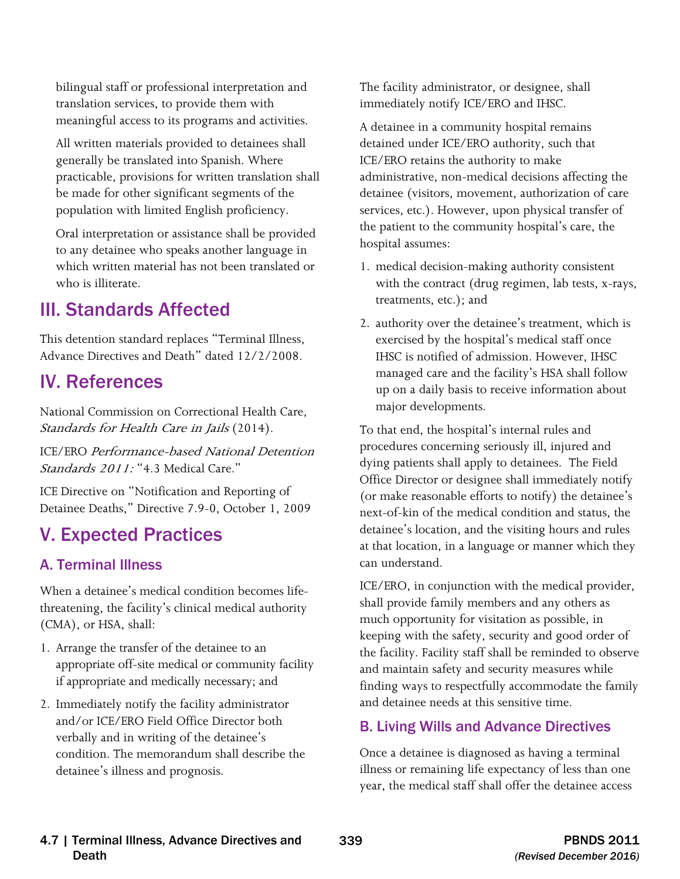bilingual staff or professional interpretation and translation services, to provide them with meaningful access to its programs and activities.

All written materials provided to detainees shall generally be translated into Spanish. Where practicable, provisions for written translation shall be made for other significant segments of the population with limited English proficiency.

Oral interpretation or assistance shall be provided to any detainee who speaks another language in which written material has not been translated or who is illiterate.

## III. Standards Affected

This detention standard replaces "Terminal Illness, Advance Directives and Death" dated 12/2/2008.

## IV. References

National Commission on Correctional Health Care, *Standards for Health Care in Jails* (2014).

ICE/ERO *Performance-based National Detention Standards 2011:* "4.3 Medical Care."

ICE Directive on "Notification and Reporting of Detainee Deaths," Directive 7.9-0, October 1, 2009

## V. Expected Practices

### A. Terminal Illness

When a detainee's medical condition becomes life-threatening, the facility's clinical medical authority (CMA), or HSA, shall:

1. Arrange the transfer of the detainee to an appropriate off-site medical or community facility if appropriate and medically necessary; and
2. Immediately notify the facility administrator and/or ICE/ERO Field Office Director both verbally and in writing of the detainee's condition. The memorandum shall describe the detainee's illness and prognosis.

The facility administrator, or designee, shall immediately notify ICE/ERO and IHSC.

A detainee in a community hospital remains detained under ICE/ERO authority, such that ICE/ERO retains the authority to make administrative, non-medical decisions affecting the detainee (visitors, movement, authorization of care services, etc.). However, upon physical transfer of the patient to the community hospital's care, the hospital assumes:

1. medical decision-making authority consistent with the contract (drug regimen, lab tests, x-rays, treatments, etc.); and
2. authority over the detainee's treatment, which is exercised by the hospital's medical staff once IHSC is notified of admission. However, IHSC managed care and the facility's HSA shall follow up on a daily basis to receive information about major developments.

To that end, the hospital's internal rules and procedures concerning seriously ill, injured and dying patients shall apply to detainees. The Field Office Director or designee shall immediately notify (or make reasonable efforts to notify) the detainee's next-of-kin of the medical condition and status, the detainee's location, and the visiting hours and rules at that location, in a language or manner which they can understand.

ICE/ERO, in conjunction with the medical provider, shall provide family members and any others as much opportunity for visitation as possible, in keeping with the safety, security and good order of the facility. Facility staff shall be reminded to observe and maintain safety and security measures while finding ways to respectfully accommodate the family and detainee needs at this sensitive time.

### B. Living Wills and Advance Directives

Once a detainee is diagnosed as having a terminal illness or remaining life expectancy of less than one year, the medical staff shall offer the detainee access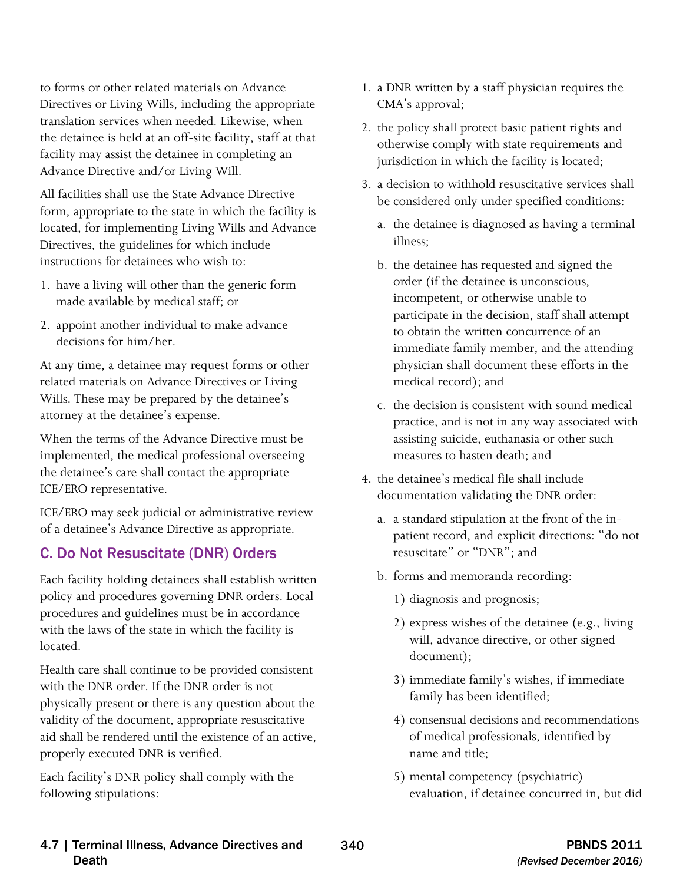to forms or other related materials on Advance Directives or Living Wills, including the appropriate translation services when needed. Likewise, when the detainee is held at an off-site facility, staff at that facility may assist the detainee in completing an Advance Directive and/or Living Will.

All facilities shall use the State Advance Directive form, appropriate to the state in which the facility is located, for implementing Living Wills and Advance Directives, the guidelines for which include instructions for detainees who wish to:

1. have a living will other than the generic form made available by medical staff; or
2. appoint another individual to make advance decisions for him/her.

At any time, a detainee may request forms or other related materials on Advance Directives or Living Wills. These may be prepared by the detainee's attorney at the detainee's expense.

When the terms of the Advance Directive must be implemented, the medical professional overseeing the detainee's care shall contact the appropriate ICE/ERO representative.

ICE/ERO may seek judicial or administrative review of a detainee's Advance Directive as appropriate.

## C. Do Not Resuscitate (DNR) Orders

Each facility holding detainees shall establish written policy and procedures governing DNR orders. Local procedures and guidelines must be in accordance with the laws of the state in which the facility is located.

Health care shall continue to be provided consistent with the DNR order. If the DNR order is not physically present or there is any question about the validity of the document, appropriate resuscitative aid shall be rendered until the existence of an active, properly executed DNR is verified.

Each facility's DNR policy shall comply with the following stipulations:

1. a DNR written by a staff physician requires the CMA's approval;
2. the policy shall protect basic patient rights and otherwise comply with state requirements and jurisdiction in which the facility is located;
3. a decision to withhold resuscitative services shall be considered only under specified conditions:
   a. the detainee is diagnosed as having a terminal illness;
   b. the detainee has requested and signed the order (if the detainee is unconscious, incompetent, or otherwise unable to participate in the decision, staff shall attempt to obtain the written concurrence of an immediate family member, and the attending physician shall document these efforts in the medical record); and
   c. the decision is consistent with sound medical practice, and is not in any way associated with assisting suicide, euthanasia or other such measures to hasten death; and
4. the detainee's medical file shall include documentation validating the DNR order:
   a. a standard stipulation at the front of the in-patient record, and explicit directions: "do not resuscitate" or "DNR"; and
   b. forms and memoranda recording:
      1) diagnosis and prognosis;
      2) express wishes of the detainee (e.g., living will, advance directive, or other signed document);
      3) immediate family's wishes, if immediate family has been identified;
      4) consensual decisions and recommendations of medical professionals, identified by name and title;
      5) mental competency (psychiatric) evaluation, if detainee concurred in, but did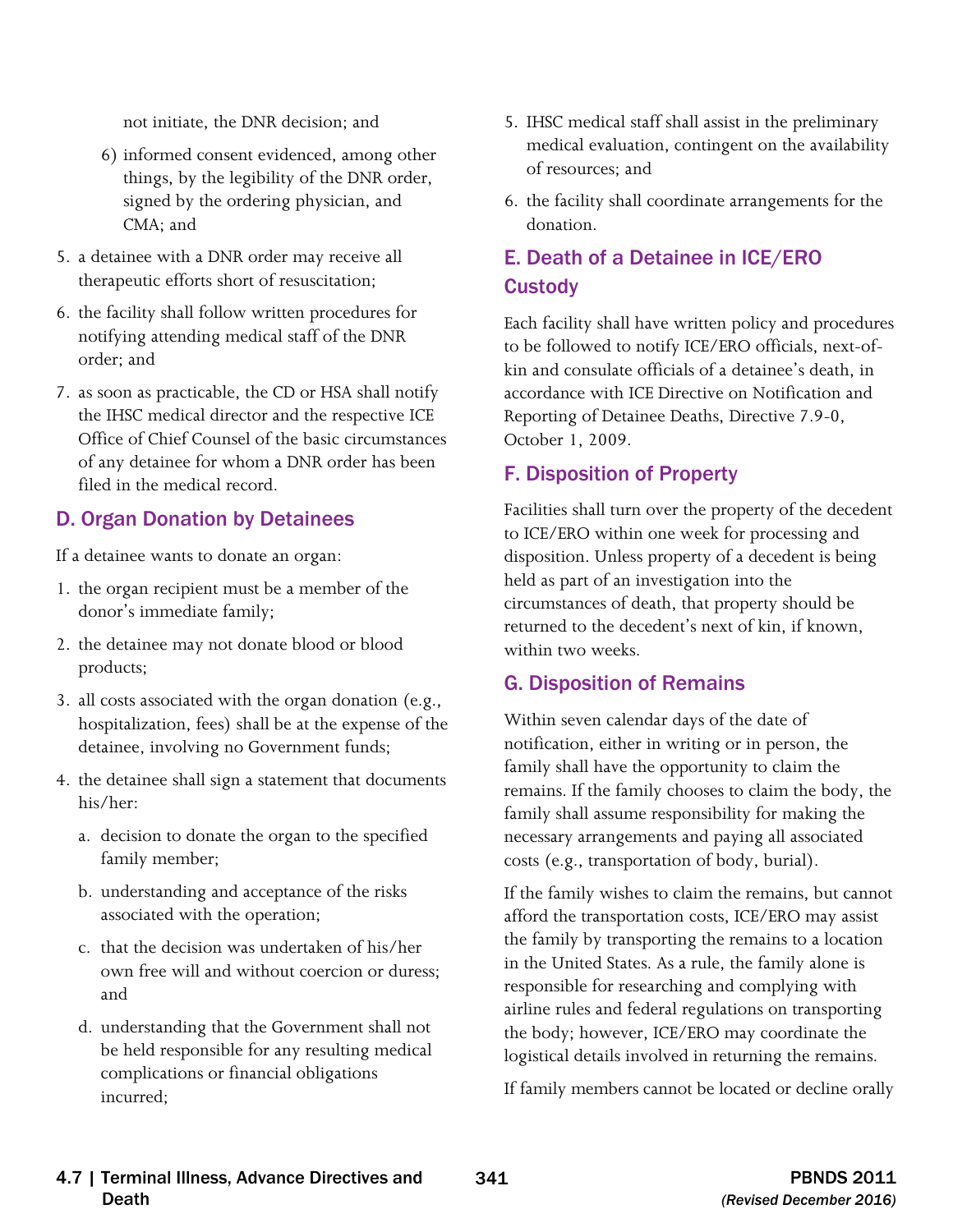not initiate, the DNR decision; and

6) informed consent evidenced, among other things, by the legibility of the DNR order, signed by the ordering physician, and CMA; and

5. a detainee with a DNR order may receive all therapeutic efforts short of resuscitation;
6. the facility shall follow written procedures for notifying attending medical staff of the DNR order; and
7. as soon as practicable, the CD or HSA shall notify the IHSC medical director and the respective ICE Office of Chief Counsel of the basic circumstances of any detainee for whom a DNR order has been filed in the medical record.

## D. Organ Donation by Detainees

If a detainee wants to donate an organ:

1. the organ recipient must be a member of the donor's immediate family;
2. the detainee may not donate blood or blood products;
3. all costs associated with the organ donation (e.g., hospitalization, fees) shall be at the expense of the detainee, involving no Government funds;
4. the detainee shall sign a statement that documents his/her:
   a. decision to donate the organ to the specified family member;
   b. understanding and acceptance of the risks associated with the operation;
   c. that the decision was undertaken of his/her own free will and without coercion or duress; and
   d. understanding that the Government shall not be held responsible for any resulting medical complications or financial obligations incurred;
5. IHSC medical staff shall assist in the preliminary medical evaluation, contingent on the availability of resources; and
6. the facility shall coordinate arrangements for the donation.

## E. Death of a Detainee in ICE/ERO Custody

Each facility shall have written policy and procedures to be followed to notify ICE/ERO officials, next-of-kin and consulate officials of a detainee's death, in accordance with ICE Directive on Notification and Reporting of Detainee Deaths, Directive 7.9-0, October 1, 2009.

## F. Disposition of Property

Facilities shall turn over the property of the decedent to ICE/ERO within one week for processing and disposition. Unless property of a decedent is being held as part of an investigation into the circumstances of death, that property should be returned to the decedent's next of kin, if known, within two weeks.

## G. Disposition of Remains

Within seven calendar days of the date of notification, either in writing or in person, the family shall have the opportunity to claim the remains. If the family chooses to claim the body, the family shall assume responsibility for making the necessary arrangements and paying all associated costs (e.g., transportation of body, burial).

If the family wishes to claim the remains, but cannot afford the transportation costs, ICE/ERO may assist the family by transporting the remains to a location in the United States. As a rule, the family alone is responsible for researching and complying with airline rules and federal regulations on transporting the body; however, ICE/ERO may coordinate the logistical details involved in returning the remains.

If family members cannot be located or decline orally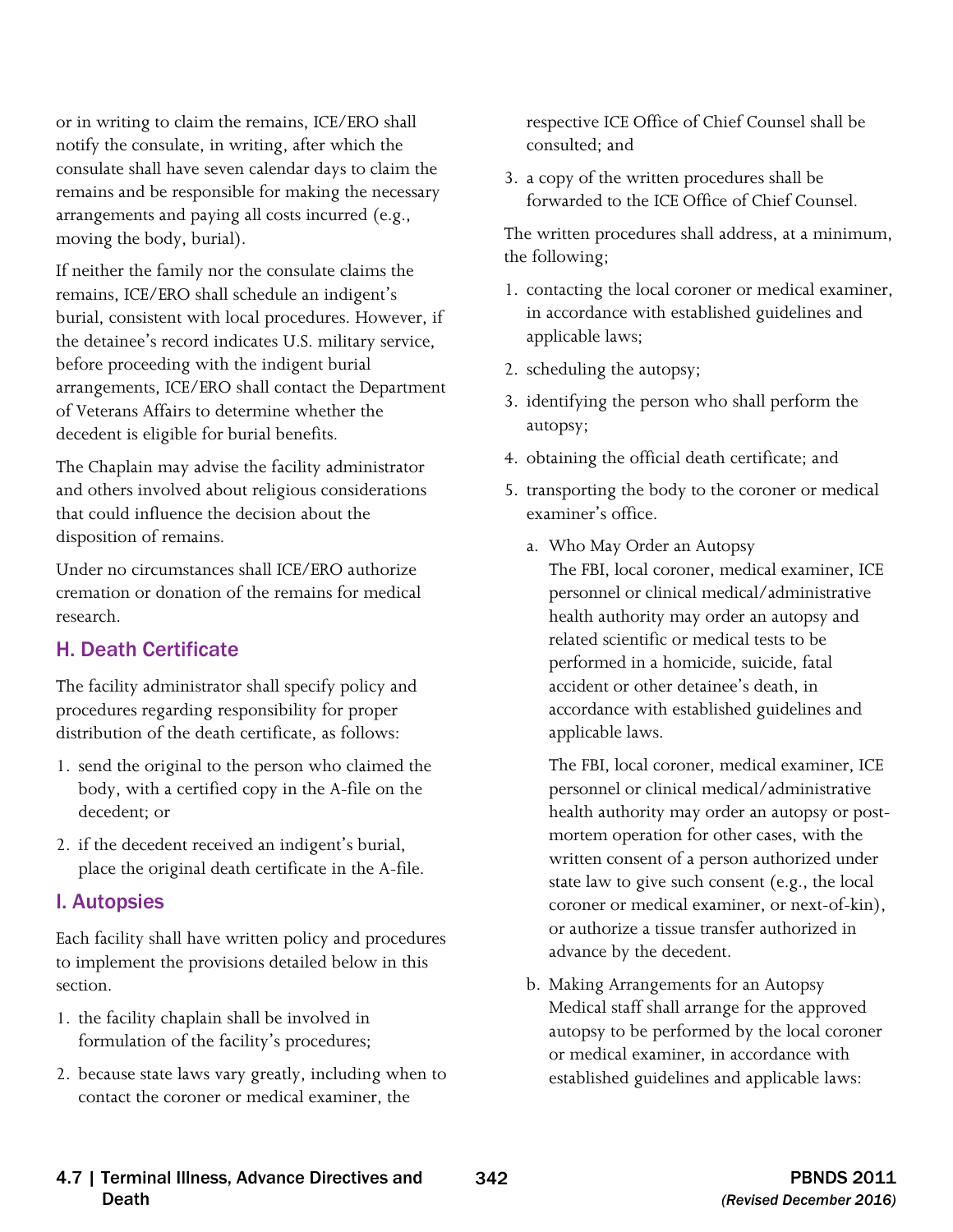or in writing to claim the remains, ICE/ERO shall notify the consulate, in writing, after which the consulate shall have seven calendar days to claim the remains and be responsible for making the necessary arrangements and paying all costs incurred (e.g., moving the body, burial).

If neither the family nor the consulate claims the remains, ICE/ERO shall schedule an indigent's burial, consistent with local procedures. However, if the detainee's record indicates U.S. military service, before proceeding with the indigent burial arrangements, ICE/ERO shall contact the Department of Veterans Affairs to determine whether the decedent is eligible for burial benefits.

The Chaplain may advise the facility administrator and others involved about religious considerations that could influence the decision about the disposition of remains.

Under no circumstances shall ICE/ERO authorize cremation or donation of the remains for medical research.

## H. Death Certificate

The facility administrator shall specify policy and procedures regarding responsibility for proper distribution of the death certificate, as follows:

1. send the original to the person who claimed the body, with a certified copy in the A-file on the decedent; or
2. if the decedent received an indigent's burial, place the original death certificate in the A-file.

## I. Autopsies

Each facility shall have written policy and procedures to implement the provisions detailed below in this section.

1. the facility chaplain shall be involved in formulation of the facility's procedures;
2. because state laws vary greatly, including when to contact the coroner or medical examiner, the respective ICE Office of Chief Counsel shall be consulted; and
3. a copy of the written procedures shall be forwarded to the ICE Office of Chief Counsel.

The written procedures shall address, at a minimum, the following;

1. contacting the local coroner or medical examiner, in accordance with established guidelines and applicable laws;
2. scheduling the autopsy;
3. identifying the person who shall perform the autopsy;
4. obtaining the official death certificate; and
5. transporting the body to the coroner or medical examiner's office.

   a. Who May Order an Autopsy
   The FBI, local coroner, medical examiner, ICE personnel or clinical medical/administrative health authority may order an autopsy and related scientific or medical tests to be performed in a homicide, suicide, fatal accident or other detainee's death, in accordance with established guidelines and applicable laws.

   The FBI, local coroner, medical examiner, ICE personnel or clinical medical/administrative health authority may order an autopsy or post-mortem operation for other cases, with the written consent of a person authorized under state law to give such consent (e.g., the local coroner or medical examiner, or next-of-kin), or authorize a tissue transfer authorized in advance by the decedent.

   b. Making Arrangements for an Autopsy
   Medical staff shall arrange for the approved autopsy to be performed by the local coroner or medical examiner, in accordance with established guidelines and applicable laws: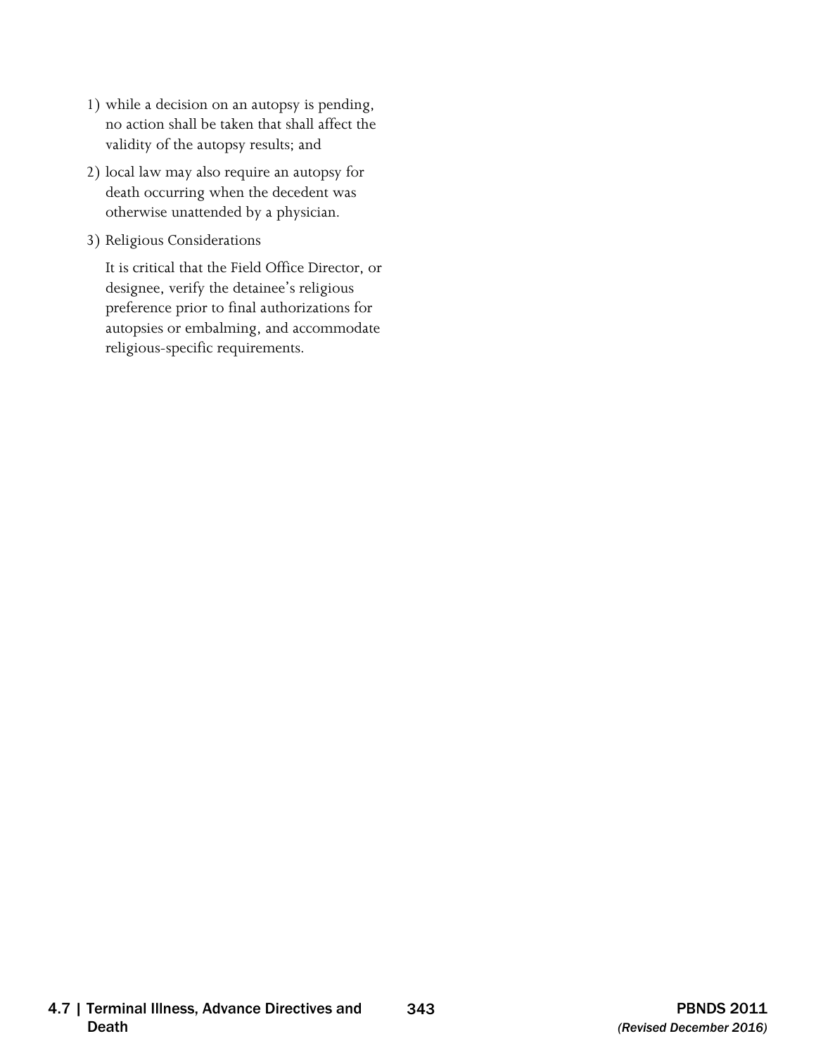1) while a decision on an autopsy is pending, no action shall be taken that shall affect the validity of the autopsy results; and

2) local law may also require an autopsy for death occurring when the decedent was otherwise unattended by a physician.

3) Religious Considerations

   It is critical that the Field Office Director, or designee, verify the detainee's religious preference prior to final authorizations for autopsies or embalming, and accommodate religious-specific requirements.